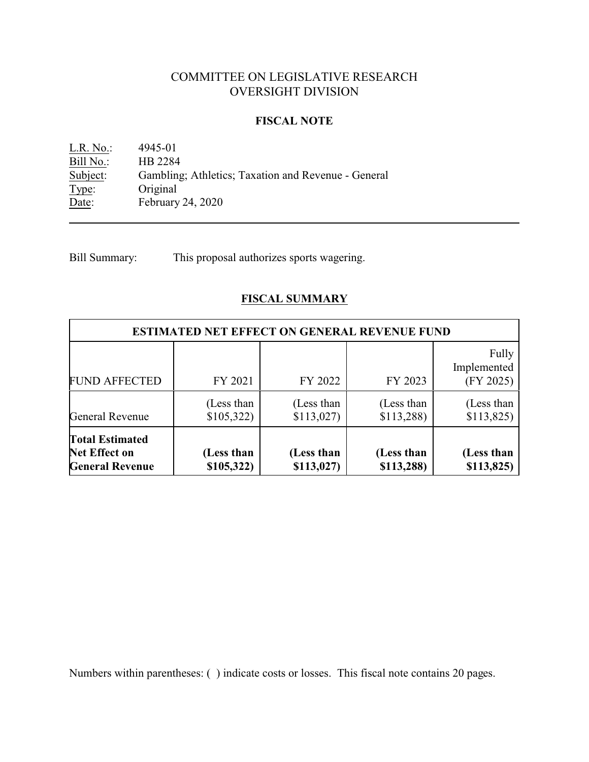# COMMITTEE ON LEGISLATIVE RESEARCH
# OVERSIGHT DIVISION

## FISCAL NOTE

L.R. No.: 4945-01
Bill No.: HB 2284
Subject: Gambling; Athletics; Taxation and Revenue - General
Type: Original
Date: February 24, 2020

---

Bill Summary: This proposal authorizes sports wagering.

## FISCAL SUMMARY

| ESTIMATED NET EFFECT ON GENERAL REVENUE FUND | | | | |
|---|---|---|---|---|
| FUND AFFECTED | FY 2021 | FY 2022 | FY 2023 | Fully Implemented (FY 2025) |
| General Revenue | (Less than $105,322) | (Less than $113,027) | (Less than $113,288) | (Less than $113,825) |
| **Total Estimated Net Effect on General Revenue** | **(Less than $105,322)** | **(Less than $113,027)** | **(Less than $113,288)** | **(Less than $113,825)** |

Numbers within parentheses: ( ) indicate costs or losses. This fiscal note contains 20 pages.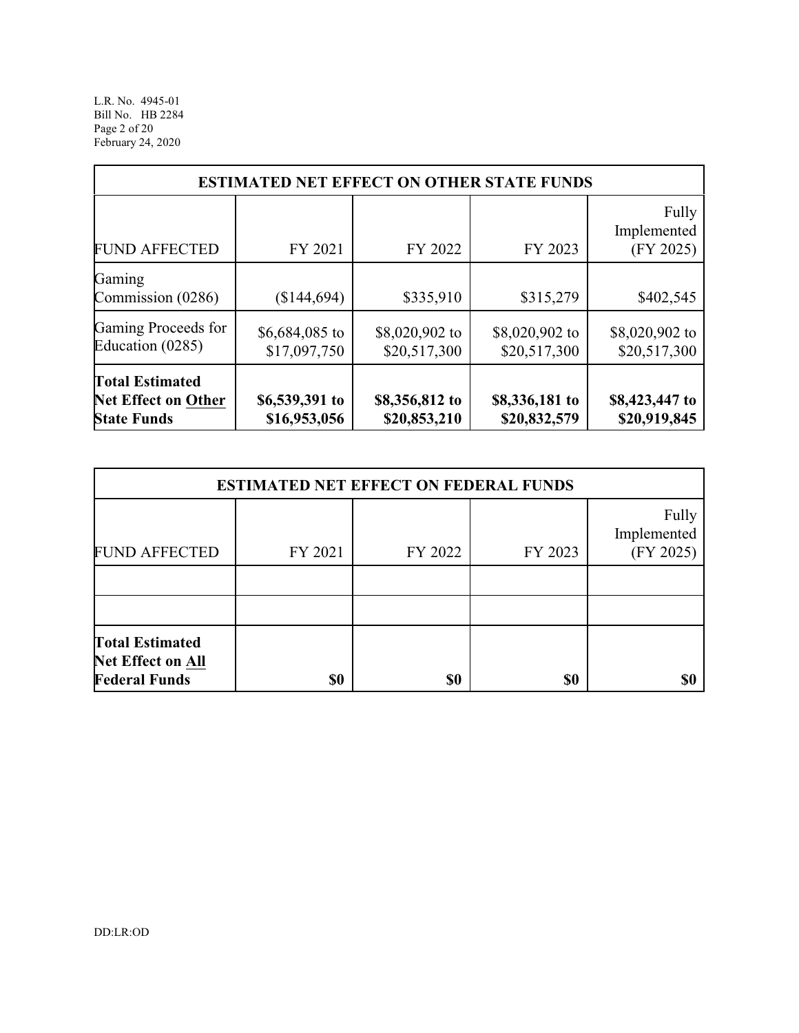| ESTIMATED NET EFFECT ON OTHER STATE FUNDS | | | | |
|---|---|---|---|---|
| FUND AFFECTED | FY 2021 | FY 2022 | FY 2023 | Fully Implemented (FY 2025) |
| Gaming Commission (0286) | ($144,694) | $335,910 | $315,279 | $402,545 |
| Gaming Proceeds for Education (0285) | $6,684,085 to $17,097,750 | $8,020,902 to $20,517,300 | $8,020,902 to $20,517,300 | $8,020,902 to $20,517,300 |
| **Total Estimated Net Effect on Other State Funds** | **$6,539,391 to $16,953,056** | **$8,356,812 to $20,853,210** | **$8,336,181 to $20,832,579** | **$8,423,447 to $20,919,845** |

| ESTIMATED NET EFFECT ON FEDERAL FUNDS | | | | |
|---|---|---|---|---|
| FUND AFFECTED | FY 2021 | FY 2022 | FY 2023 | Fully Implemented (FY 2025) |
| | | | | |
| | | | | |
| **Total Estimated Net Effect on All Federal Funds** | **$0** | **$0** | **$0** | **$0** |

DD:LR:OD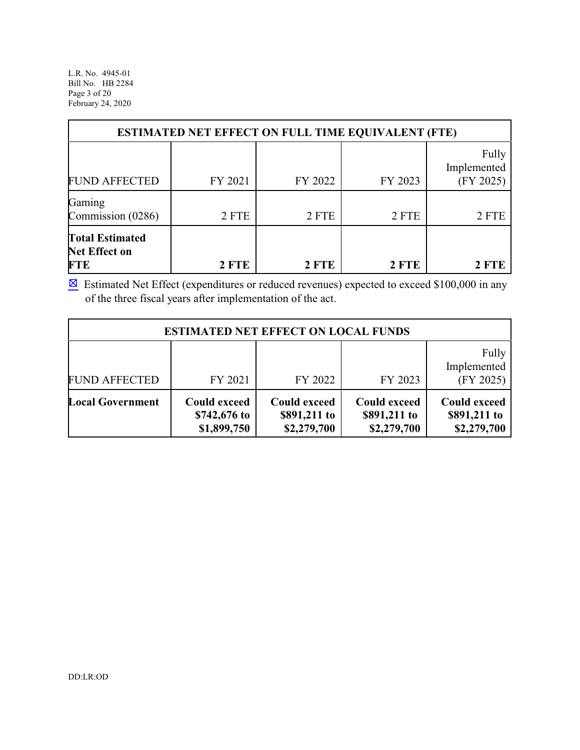| ESTIMATED NET EFFECT ON FULL TIME EQUIVALENT (FTE) | | | | |
|---|---|---|---|---|
| FUND AFFECTED | FY 2021 | FY 2022 | FY 2023 | Fully Implemented (FY 2025) |
| Gaming Commission (0286) | 2 FTE | 2 FTE | 2 FTE | 2 FTE |
| **Total Estimated Net Effect on FTE** | **2 FTE** | **2 FTE** | **2 FTE** | **2 FTE** |

☒ Estimated Net Effect (expenditures or reduced revenues) expected to exceed $100,000 in any of the three fiscal years after implementation of the act.

| ESTIMATED NET EFFECT ON LOCAL FUNDS | | | | |
|---|---|---|---|---|
| FUND AFFECTED | FY 2021 | FY 2022 | FY 2023 | Fully Implemented (FY 2025) |
| **Local Government** | **Could exceed $742,676 to $1,899,750** | **Could exceed $891,211 to $2,279,700** | **Could exceed $891,211 to $2,279,700** | **Could exceed $891,211 to $2,279,700** |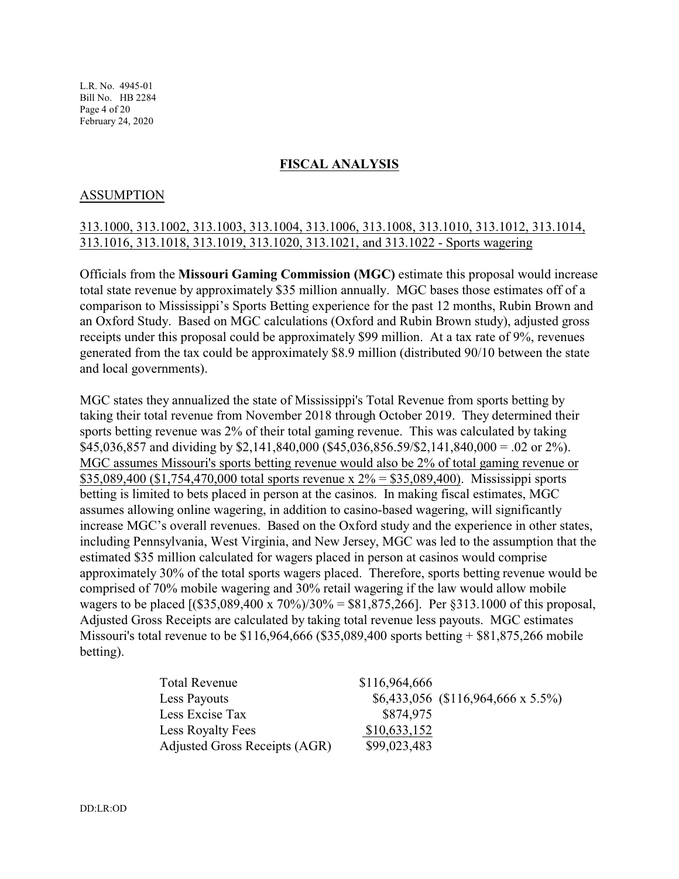## FISCAL ANALYSIS

### ASSUMPTION

313.1000, 313.1002, 313.1003, 313.1004, 313.1006, 313.1008, 313.1010, 313.1012, 313.1014, 313.1016, 313.1018, 313.1019, 313.1020, 313.1021, and 313.1022 - Sports wagering

Officials from the **Missouri Gaming Commission (MGC)** estimate this proposal would increase total state revenue by approximately $35 million annually. MGC bases those estimates off of a comparison to Mississippi's Sports Betting experience for the past 12 months, Rubin Brown and an Oxford Study. Based on MGC calculations (Oxford and Rubin Brown study), adjusted gross receipts under this proposal could be approximately $99 million. At a tax rate of 9%, revenues generated from the tax could be approximately $8.9 million (distributed 90/10 between the state and local governments).

MGC states they annualized the state of Mississippi's Total Revenue from sports betting by taking their total revenue from November 2018 through October 2019. They determined their sports betting revenue was 2% of their total gaming revenue. This was calculated by taking $45,036,857 and dividing by $2,141,840,000 ($45,036,856.59/$2,141,840,000 = .02 or 2%). MGC assumes Missouri's sports betting revenue would also be 2% of total gaming revenue or $35,089,400 ($1,754,470,000 total sports revenue x 2% = $35,089,400). Mississippi sports betting is limited to bets placed in person at the casinos. In making fiscal estimates, MGC assumes allowing online wagering, in addition to casino-based wagering, will significantly increase MGC's overall revenues. Based on the Oxford study and the experience in other states, including Pennsylvania, West Virginia, and New Jersey, MGC was led to the assumption that the estimated $35 million calculated for wagers placed in person at casinos would comprise approximately 30% of the total sports wagers placed. Therefore, sports betting revenue would be comprised of 70% mobile wagering and 30% retail wagering if the law would allow mobile wagers to be placed [($35,089,400 x 70%)/30% = $81,875,266]. Per §313.1000 of this proposal, Adjusted Gross Receipts are calculated by taking total revenue less payouts. MGC estimates Missouri's total revenue to be $116,964,666 ($35,089,400 sports betting + $81,875,266 mobile betting).

| | | |
|---|---|---|
| Total Revenue | $116,964,666 | |
| Less Payouts | $6,433,056 | ($116,964,666 x 5.5%) |
| Less Excise Tax | $874,975 | |
| Less Royalty Fees | $10,633,152 | |
| Adjusted Gross Receipts (AGR) | $99,023,483 | |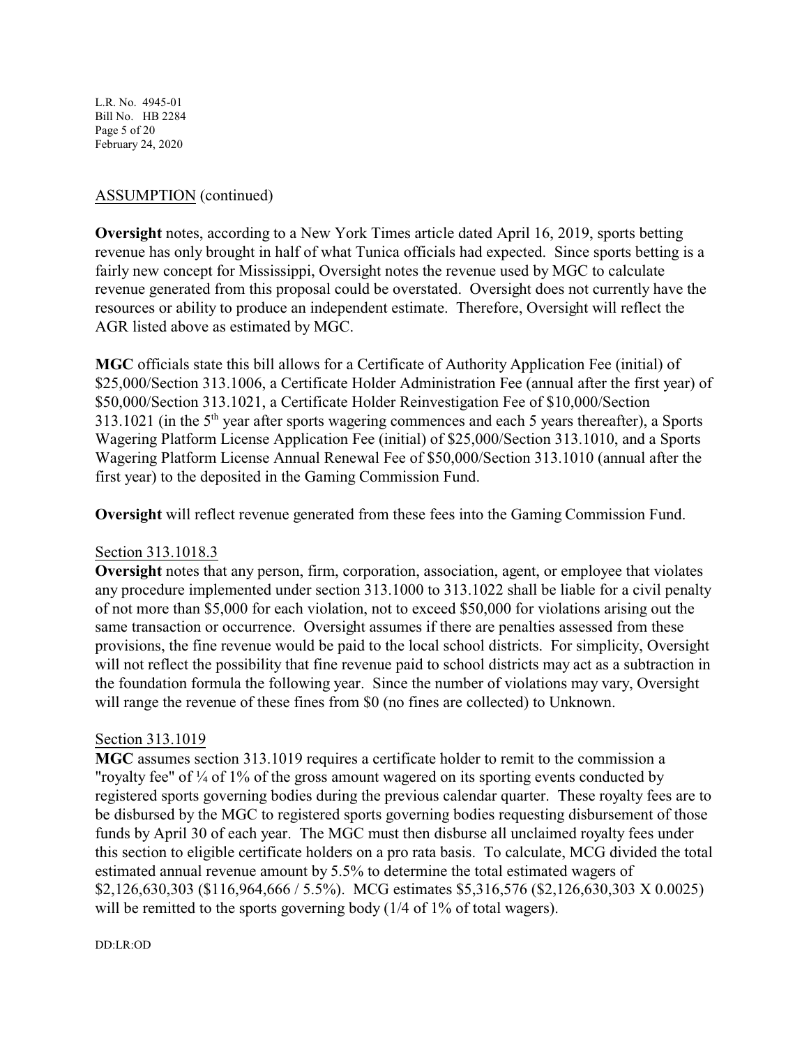ASSUMPTION (continued)

**Oversight** notes, according to a New York Times article dated April 16, 2019, sports betting revenue has only brought in half of what Tunica officials had expected. Since sports betting is a fairly new concept for Mississippi, Oversight notes the revenue used by MGC to calculate revenue generated from this proposal could be overstated. Oversight does not currently have the resources or ability to produce an independent estimate. Therefore, Oversight will reflect the AGR listed above as estimated by MGC.

**MGC** officials state this bill allows for a Certificate of Authority Application Fee (initial) of \$25,000/Section 313.1006, a Certificate Holder Administration Fee (annual after the first year) of \$50,000/Section 313.1021, a Certificate Holder Reinvestigation Fee of \$10,000/Section 313.1021 (in the 5th year after sports wagering commences and each 5 years thereafter), a Sports Wagering Platform License Application Fee (initial) of \$25,000/Section 313.1010, and a Sports Wagering Platform License Annual Renewal Fee of \$50,000/Section 313.1010 (annual after the first year) to the deposited in the Gaming Commission Fund.

**Oversight** will reflect revenue generated from these fees into the Gaming Commission Fund.

Section 313.1018.3

**Oversight** notes that any person, firm, corporation, association, agent, or employee that violates any procedure implemented under section 313.1000 to 313.1022 shall be liable for a civil penalty of not more than \$5,000 for each violation, not to exceed \$50,000 for violations arising out the same transaction or occurrence. Oversight assumes if there are penalties assessed from these provisions, the fine revenue would be paid to the local school districts. For simplicity, Oversight will not reflect the possibility that fine revenue paid to school districts may act as a subtraction in the foundation formula the following year. Since the number of violations may vary, Oversight will range the revenue of these fines from \$0 (no fines are collected) to Unknown.

Section 313.1019

**MGC** assumes section 313.1019 requires a certificate holder to remit to the commission a "royalty fee" of ¼ of 1% of the gross amount wagered on its sporting events conducted by registered sports governing bodies during the previous calendar quarter. These royalty fees are to be disbursed by the MGC to registered sports governing bodies requesting disbursement of those funds by April 30 of each year. The MGC must then disburse all unclaimed royalty fees under this section to eligible certificate holders on a pro rata basis. To calculate, MCG divided the total estimated annual revenue amount by 5.5% to determine the total estimated wagers of \$2,126,630,303 (\$116,964,666 / 5.5%). MCG estimates \$5,316,576 (\$2,126,630,303 X 0.0025) will be remitted to the sports governing body (1/4 of 1% of total wagers).

DD:LR:OD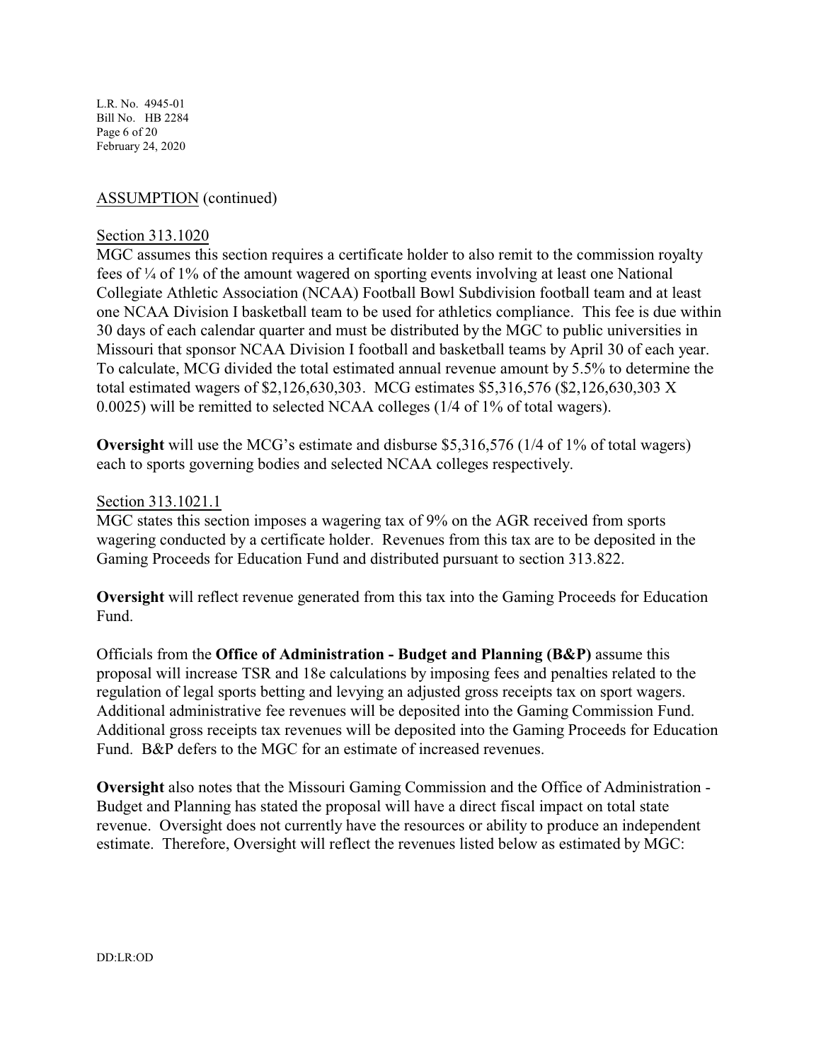ASSUMPTION (continued)

Section 313.1020

MGC assumes this section requires a certificate holder to also remit to the commission royalty fees of ¼ of 1% of the amount wagered on sporting events involving at least one National Collegiate Athletic Association (NCAA) Football Bowl Subdivision football team and at least one NCAA Division I basketball team to be used for athletics compliance. This fee is due within 30 days of each calendar quarter and must be distributed by the MGC to public universities in Missouri that sponsor NCAA Division I football and basketball teams by April 30 of each year. To calculate, MCG divided the total estimated annual revenue amount by 5.5% to determine the total estimated wagers of $2,126,630,303. MCG estimates $5,316,576 ($2,126,630,303 X 0.0025) will be remitted to selected NCAA colleges (1/4 of 1% of total wagers).

**Oversight** will use the MCG's estimate and disburse $5,316,576 (1/4 of 1% of total wagers) each to sports governing bodies and selected NCAA colleges respectively.

Section 313.1021.1

MGC states this section imposes a wagering tax of 9% on the AGR received from sports wagering conducted by a certificate holder. Revenues from this tax are to be deposited in the Gaming Proceeds for Education Fund and distributed pursuant to section 313.822.

**Oversight** will reflect revenue generated from this tax into the Gaming Proceeds for Education Fund.

Officials from the **Office of Administration - Budget and Planning (B&P)** assume this proposal will increase TSR and 18e calculations by imposing fees and penalties related to the regulation of legal sports betting and levying an adjusted gross receipts tax on sport wagers. Additional administrative fee revenues will be deposited into the Gaming Commission Fund. Additional gross receipts tax revenues will be deposited into the Gaming Proceeds for Education Fund. B&P defers to the MGC for an estimate of increased revenues.

**Oversight** also notes that the Missouri Gaming Commission and the Office of Administration - Budget and Planning has stated the proposal will have a direct fiscal impact on total state revenue. Oversight does not currently have the resources or ability to produce an independent estimate. Therefore, Oversight will reflect the revenues listed below as estimated by MGC: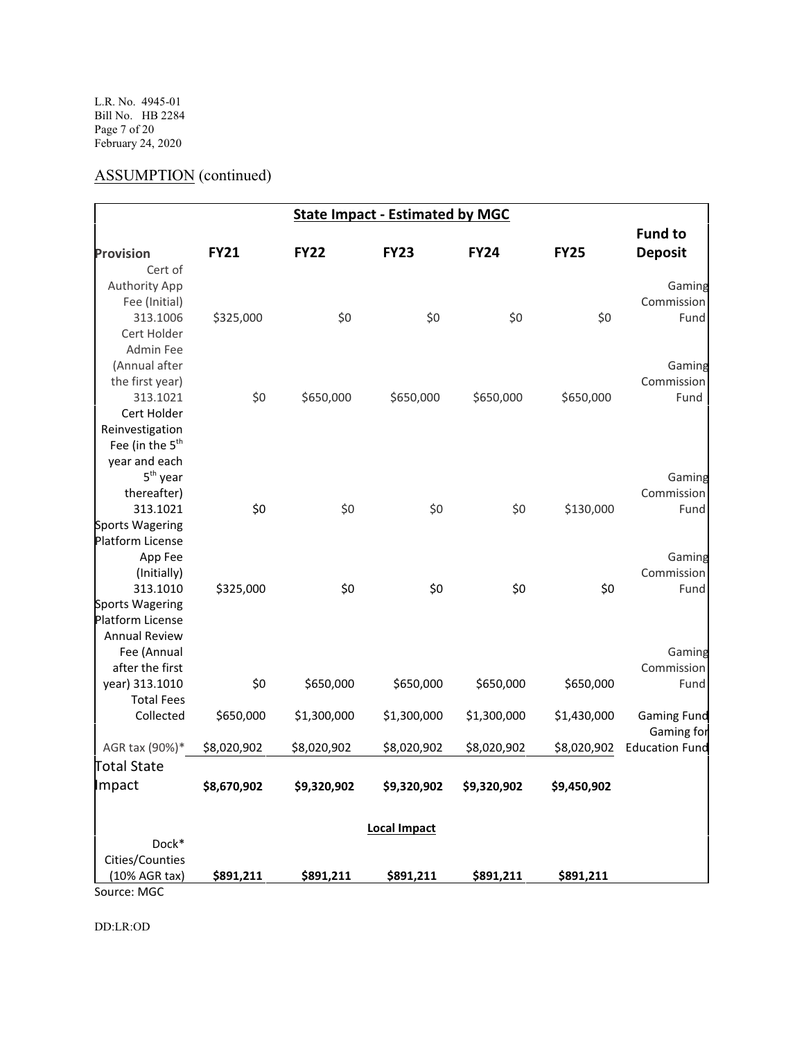L.R. No. 4945-01
Bill No. HB 2284
February 24, 2020

## ASSUMPTION (continued)

| State Impact - Estimated by MGC | | | | | | |
|---|---|---|---|---|---|---|
| **Provision** | **FY21** | **FY22** | **FY23** | **FY24** | **FY25** | **Fund to Deposit** |
| Cert of Authority App Fee (Initial) 313.1006 | $325,000 | $0 | $0 | $0 | $0 | Gaming Commission Fund |
| Cert Holder Admin Fee (Annual after the first year) 313.1021 | $0 | $650,000 | $650,000 | $650,000 | $650,000 | Gaming Commission Fund |
| Cert Holder Reinvestigation Fee (in the 5th year and each 5th year thereafter) 313.1021 | $0 | $0 | $0 | $0 | $130,000 | Gaming Commission Fund |
| Sports Wagering Platform License App Fee (Initially) 313.1010 | $325,000 | $0 | $0 | $0 | $0 | Gaming Commission Fund |
| Sports Wagering Platform License Annual Review Fee (Annual after the first year) 313.1010 | $0 | $650,000 | $650,000 | $650,000 | $650,000 | Gaming Commission Fund |
| Total Fees Collected | $650,000 | $1,300,000 | $1,300,000 | $1,300,000 | $1,430,000 | Gaming Fund |
| AGR tax (90%)* | $8,020,902 | $8,020,902 | $8,020,902 | $8,020,902 | $8,020,902 | Gaming for Education Fund |
| **Total State Impact** | **$8,670,902** | **$9,320,902** | **$9,320,902** | **$9,320,902** | **$9,450,902** | |
| | | | **Local Impact** | | | |
| Dock* Cities/Counties (10% AGR tax) | **$891,211** | **$891,211** | **$891,211** | **$891,211** | **$891,211** | |

Source: MGC

DD:LR:OD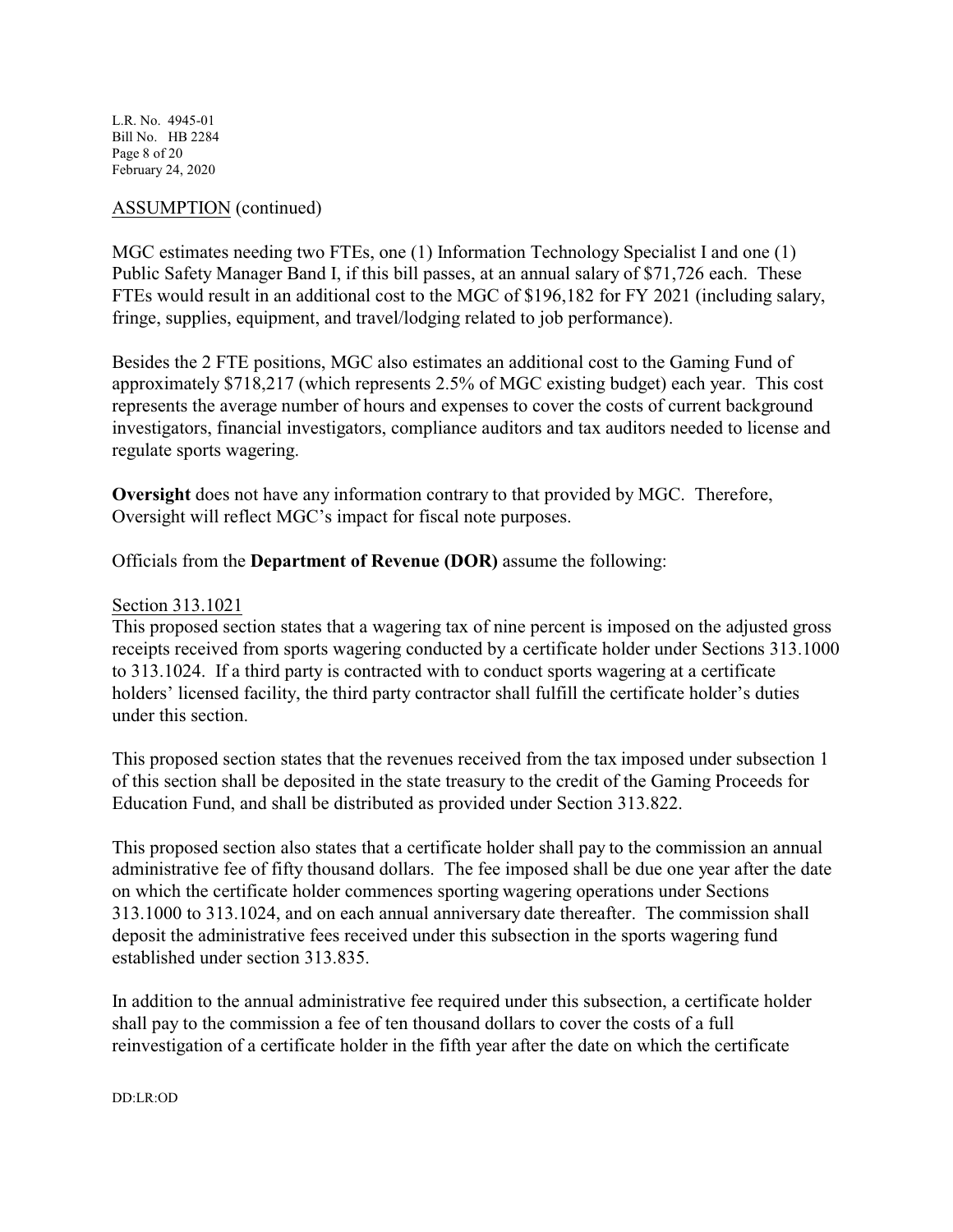ASSUMPTION (continued)

MGC estimates needing two FTEs, one (1) Information Technology Specialist I and one (1) Public Safety Manager Band I, if this bill passes, at an annual salary of $71,726 each. These FTEs would result in an additional cost to the MGC of $196,182 for FY 2021 (including salary, fringe, supplies, equipment, and travel/lodging related to job performance).

Besides the 2 FTE positions, MGC also estimates an additional cost to the Gaming Fund of approximately $718,217 (which represents 2.5% of MGC existing budget) each year. This cost represents the average number of hours and expenses to cover the costs of current background investigators, financial investigators, compliance auditors and tax auditors needed to license and regulate sports wagering.

**Oversight** does not have any information contrary to that provided by MGC. Therefore, Oversight will reflect MGC's impact for fiscal note purposes.

Officials from the **Department of Revenue (DOR)** assume the following:

Section 313.1021

This proposed section states that a wagering tax of nine percent is imposed on the adjusted gross receipts received from sports wagering conducted by a certificate holder under Sections 313.1000 to 313.1024. If a third party is contracted with to conduct sports wagering at a certificate holders' licensed facility, the third party contractor shall fulfill the certificate holder's duties under this section.

This proposed section states that the revenues received from the tax imposed under subsection 1 of this section shall be deposited in the state treasury to the credit of the Gaming Proceeds for Education Fund, and shall be distributed as provided under Section 313.822.

This proposed section also states that a certificate holder shall pay to the commission an annual administrative fee of fifty thousand dollars. The fee imposed shall be due one year after the date on which the certificate holder commences sporting wagering operations under Sections 313.1000 to 313.1024, and on each annual anniversary date thereafter. The commission shall deposit the administrative fees received under this subsection in the sports wagering fund established under section 313.835.

In addition to the annual administrative fee required under this subsection, a certificate holder shall pay to the commission a fee of ten thousand dollars to cover the costs of a full reinvestigation of a certificate holder in the fifth year after the date on which the certificate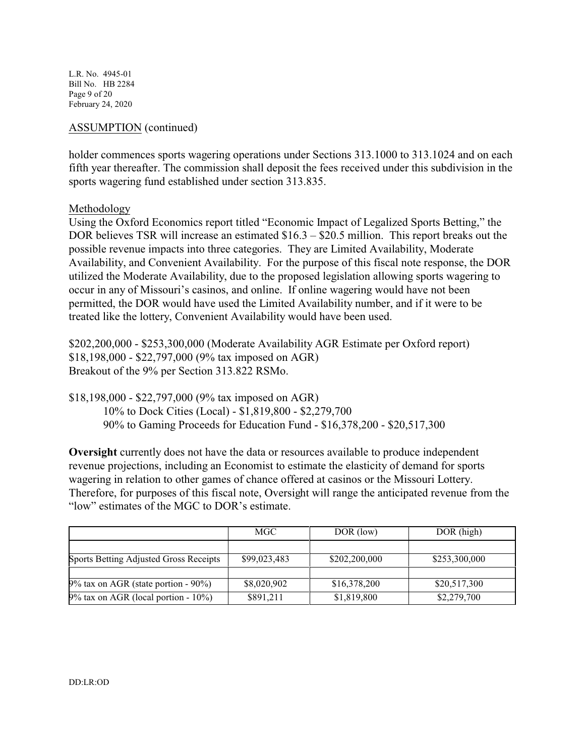ASSUMPTION (continued)

holder commences sports wagering operations under Sections 313.1000 to 313.1024 and on each fifth year thereafter. The commission shall deposit the fees received under this subdivision in the sports wagering fund established under section 313.835.

Methodology

Using the Oxford Economics report titled "Economic Impact of Legalized Sports Betting," the DOR believes TSR will increase an estimated $16.3 – $20.5 million. This report breaks out the possible revenue impacts into three categories. They are Limited Availability, Moderate Availability, and Convenient Availability. For the purpose of this fiscal note response, the DOR utilized the Moderate Availability, due to the proposed legislation allowing sports wagering to occur in any of Missouri's casinos, and online. If online wagering would have not been permitted, the DOR would have used the Limited Availability number, and if it were to be treated like the lottery, Convenient Availability would have been used.

$202,200,000 - $253,300,000 (Moderate Availability AGR Estimate per Oxford report)
$18,198,000 - $22,797,000 (9% tax imposed on AGR)
Breakout of the 9% per Section 313.822 RSMo.

$18,198,000 - $22,797,000 (9% tax imposed on AGR)
  10% to Dock Cities (Local) - $1,819,800 - $2,279,700
  90% to Gaming Proceeds for Education Fund - $16,378,200 - $20,517,300

**Oversight** currently does not have the data or resources available to produce independent revenue projections, including an Economist to estimate the elasticity of demand for sports wagering in relation to other games of chance offered at casinos or the Missouri Lottery. Therefore, for purposes of this fiscal note, Oversight will range the anticipated revenue from the "low" estimates of the MGC to DOR's estimate.

| | MGC | DOR (low) | DOR (high) |
|---|---|---|---|
| | | | |
| Sports Betting Adjusted Gross Receipts | $99,023,483 | $202,200,000 | $253,300,000 |
| | | | |
| 9% tax on AGR (state portion - 90%) | $8,020,902 | $16,378,200 | $20,517,300 |
| 9% tax on AGR (local portion - 10%) | $891,211 | $1,819,800 | $2,279,700 |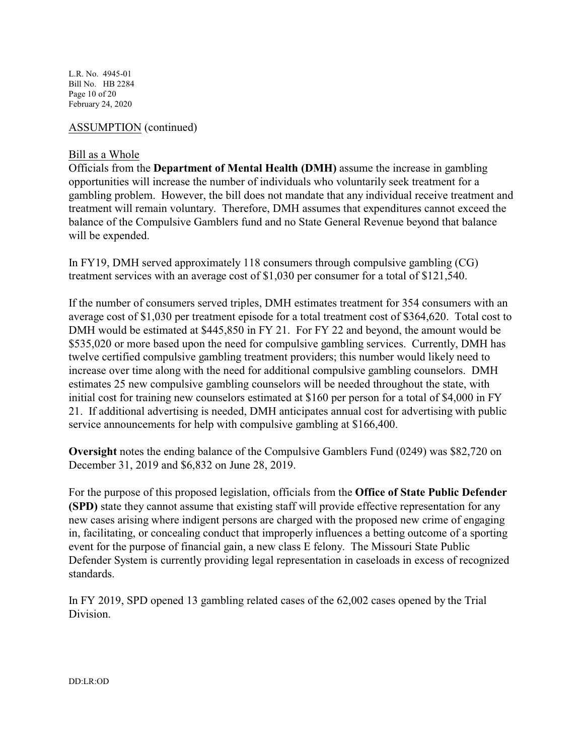ASSUMPTION (continued)

Bill as a Whole

Officials from the **Department of Mental Health (DMH)** assume the increase in gambling opportunities will increase the number of individuals who voluntarily seek treatment for a gambling problem. However, the bill does not mandate that any individual receive treatment and treatment will remain voluntary. Therefore, DMH assumes that expenditures cannot exceed the balance of the Compulsive Gamblers fund and no State General Revenue beyond that balance will be expended.

In FY19, DMH served approximately 118 consumers through compulsive gambling (CG) treatment services with an average cost of $1,030 per consumer for a total of $121,540.

If the number of consumers served triples, DMH estimates treatment for 354 consumers with an average cost of $1,030 per treatment episode for a total treatment cost of $364,620. Total cost to DMH would be estimated at $445,850 in FY 21. For FY 22 and beyond, the amount would be $535,020 or more based upon the need for compulsive gambling services. Currently, DMH has twelve certified compulsive gambling treatment providers; this number would likely need to increase over time along with the need for additional compulsive gambling counselors. DMH estimates 25 new compulsive gambling counselors will be needed throughout the state, with initial cost for training new counselors estimated at $160 per person for a total of $4,000 in FY 21. If additional advertising is needed, DMH anticipates annual cost for advertising with public service announcements for help with compulsive gambling at $166,400.

**Oversight** notes the ending balance of the Compulsive Gamblers Fund (0249) was $82,720 on December 31, 2019 and $6,832 on June 28, 2019.

For the purpose of this proposed legislation, officials from the **Office of State Public Defender (SPD)** state they cannot assume that existing staff will provide effective representation for any new cases arising where indigent persons are charged with the proposed new crime of engaging in, facilitating, or concealing conduct that improperly influences a betting outcome of a sporting event for the purpose of financial gain, a new class E felony. The Missouri State Public Defender System is currently providing legal representation in caseloads in excess of recognized standards.

In FY 2019, SPD opened 13 gambling related cases of the 62,002 cases opened by the Trial Division.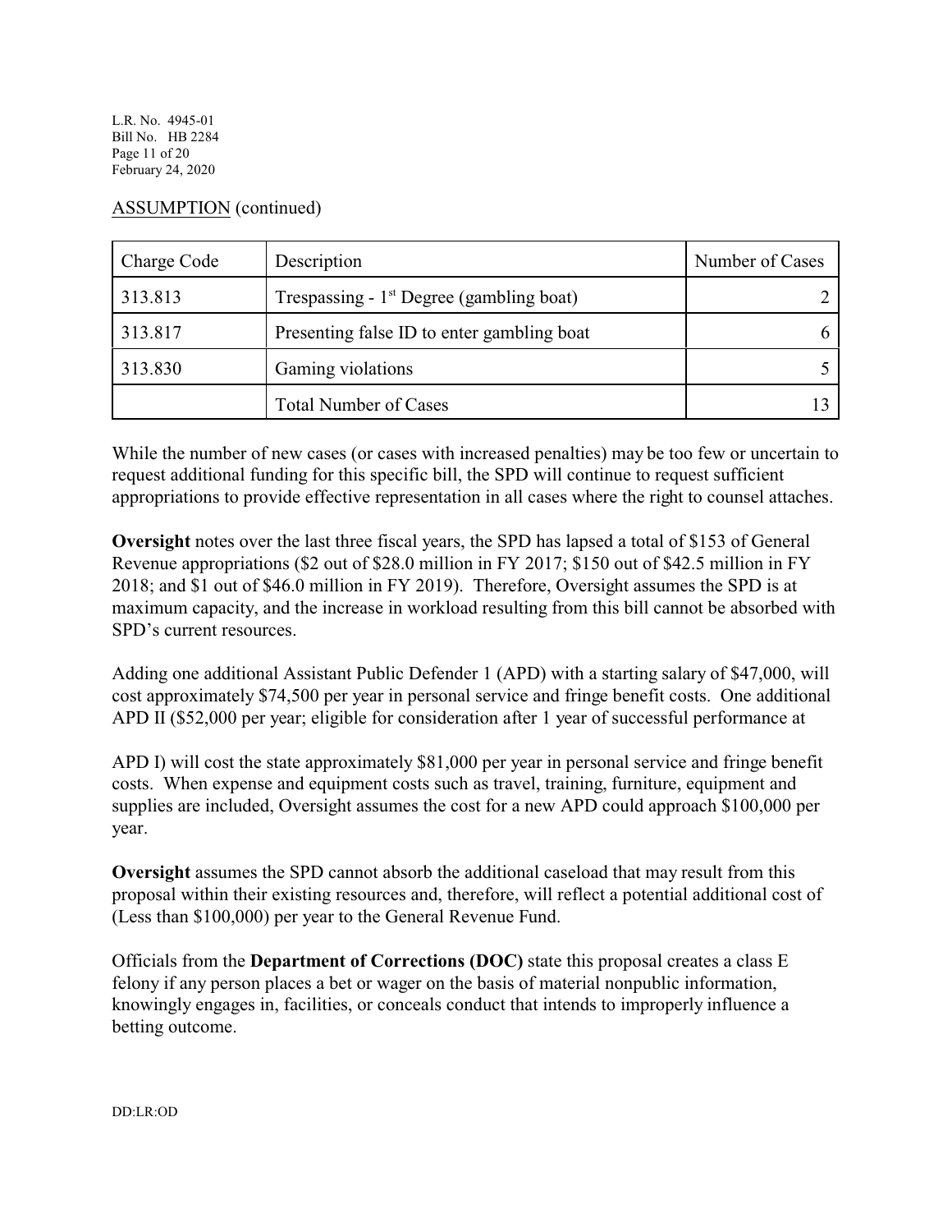ASSUMPTION (continued)

| Charge Code | Description | Number of Cases |
| --- | --- | --- |
| 313.813 | Trespassing - 1st Degree (gambling boat) | 2 |
| 313.817 | Presenting false ID to enter gambling boat | 6 |
| 313.830 | Gaming violations | 5 |
| | Total Number of Cases | 13 |

While the number of new cases (or cases with increased penalties) may be too few or uncertain to request additional funding for this specific bill, the SPD will continue to request sufficient appropriations to provide effective representation in all cases where the right to counsel attaches.

**Oversight** notes over the last three fiscal years, the SPD has lapsed a total of $153 of General Revenue appropriations ($2 out of $28.0 million in FY 2017; $150 out of $42.5 million in FY 2018; and $1 out of $46.0 million in FY 2019). Therefore, Oversight assumes the SPD is at maximum capacity, and the increase in workload resulting from this bill cannot be absorbed with SPD's current resources.

Adding one additional Assistant Public Defender 1 (APD) with a starting salary of $47,000, will cost approximately $74,500 per year in personal service and fringe benefit costs. One additional APD II ($52,000 per year; eligible for consideration after 1 year of successful performance at APD I) will cost the state approximately $81,000 per year in personal service and fringe benefit costs. When expense and equipment costs such as travel, training, furniture, equipment and supplies are included, Oversight assumes the cost for a new APD could approach $100,000 per year.

**Oversight** assumes the SPD cannot absorb the additional caseload that may result from this proposal within their existing resources and, therefore, will reflect a potential additional cost of (Less than $100,000) per year to the General Revenue Fund.

Officials from the **Department of Corrections (DOC)** state this proposal creates a class E felony if any person places a bet or wager on the basis of material nonpublic information, knowingly engages in, facilities, or conceals conduct that intends to improperly influence a betting outcome.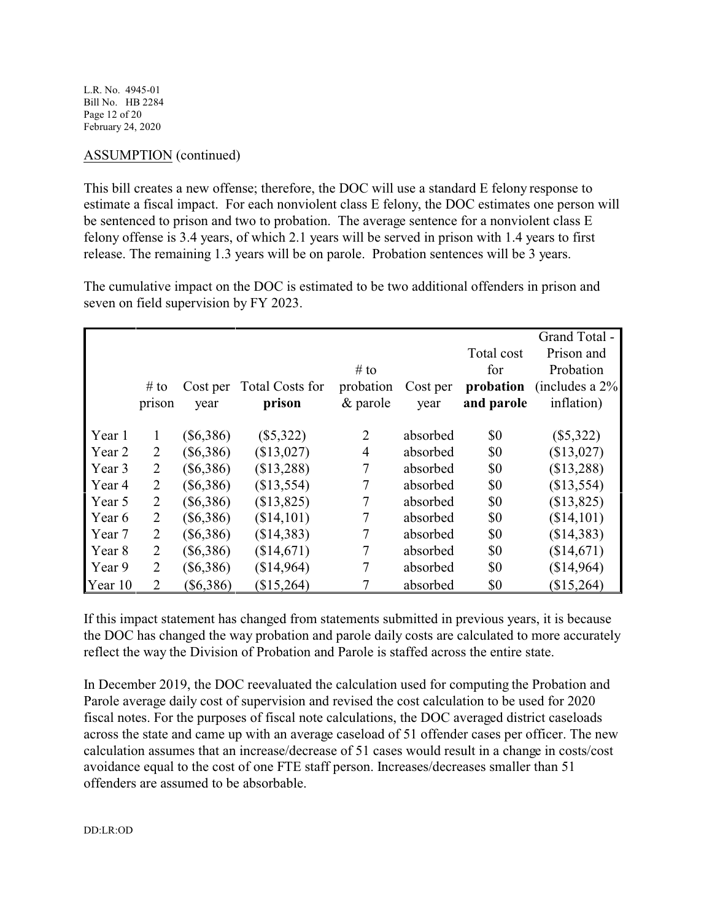ASSUMPTION (continued)

This bill creates a new offense; therefore, the DOC will use a standard E felony response to estimate a fiscal impact. For each nonviolent class E felony, the DOC estimates one person will be sentenced to prison and two to probation. The average sentence for a nonviolent class E felony offense is 3.4 years, of which 2.1 years will be served in prison with 1.4 years to first release. The remaining 1.3 years will be on parole. Probation sentences will be 3 years.

The cumulative impact on the DOC is estimated to be two additional offenders in prison and seven on field supervision by FY 2023.

| | # to prison | Cost per year | Total Costs for **prison** | # to probation & parole | Cost per year | Total cost for **probation and parole** | Grand Total - Prison and Probation (includes a 2% inflation) |
|---|---|---|---|---|---|---|---|
| Year 1 | 1 | ($6,386) | ($5,322) | 2 | absorbed | $0 | ($5,322) |
| Year 2 | 2 | ($6,386) | ($13,027) | 4 | absorbed | $0 | ($13,027) |
| Year 3 | 2 | ($6,386) | ($13,288) | 7 | absorbed | $0 | ($13,288) |
| Year 4 | 2 | ($6,386) | ($13,554) | 7 | absorbed | $0 | ($13,554) |
| Year 5 | 2 | ($6,386) | ($13,825) | 7 | absorbed | $0 | ($13,825) |
| Year 6 | 2 | ($6,386) | ($14,101) | 7 | absorbed | $0 | ($14,101) |
| Year 7 | 2 | ($6,386) | ($14,383) | 7 | absorbed | $0 | ($14,383) |
| Year 8 | 2 | ($6,386) | ($14,671) | 7 | absorbed | $0 | ($14,671) |
| Year 9 | 2 | ($6,386) | ($14,964) | 7 | absorbed | $0 | ($14,964) |
| Year 10 | 2 | ($6,386) | ($15,264) | 7 | absorbed | $0 | ($15,264) |

If this impact statement has changed from statements submitted in previous years, it is because the DOC has changed the way probation and parole daily costs are calculated to more accurately reflect the way the Division of Probation and Parole is staffed across the entire state.

In December 2019, the DOC reevaluated the calculation used for computing the Probation and Parole average daily cost of supervision and revised the cost calculation to be used for 2020 fiscal notes. For the purposes of fiscal note calculations, the DOC averaged district caseloads across the state and came up with an average caseload of 51 offender cases per officer. The new calculation assumes that an increase/decrease of 51 cases would result in a change in costs/cost avoidance equal to the cost of one FTE staff person. Increases/decreases smaller than 51 offenders are assumed to be absorbable.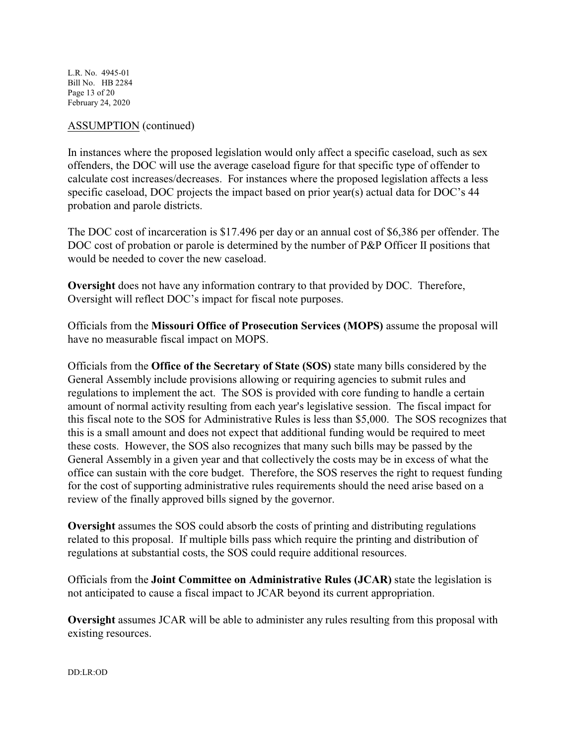ASSUMPTION (continued)

In instances where the proposed legislation would only affect a specific caseload, such as sex offenders, the DOC will use the average caseload figure for that specific type of offender to calculate cost increases/decreases. For instances where the proposed legislation affects a less specific caseload, DOC projects the impact based on prior year(s) actual data for DOC's 44 probation and parole districts.

The DOC cost of incarceration is $17.496 per day or an annual cost of $6,386 per offender. The DOC cost of probation or parole is determined by the number of P&P Officer II positions that would be needed to cover the new caseload.

**Oversight** does not have any information contrary to that provided by DOC. Therefore, Oversight will reflect DOC's impact for fiscal note purposes.

Officials from the **Missouri Office of Prosecution Services (MOPS)** assume the proposal will have no measurable fiscal impact on MOPS.

Officials from the **Office of the Secretary of State (SOS)** state many bills considered by the General Assembly include provisions allowing or requiring agencies to submit rules and regulations to implement the act. The SOS is provided with core funding to handle a certain amount of normal activity resulting from each year's legislative session. The fiscal impact for this fiscal note to the SOS for Administrative Rules is less than $5,000. The SOS recognizes that this is a small amount and does not expect that additional funding would be required to meet these costs. However, the SOS also recognizes that many such bills may be passed by the General Assembly in a given year and that collectively the costs may be in excess of what the office can sustain with the core budget. Therefore, the SOS reserves the right to request funding for the cost of supporting administrative rules requirements should the need arise based on a review of the finally approved bills signed by the governor.

**Oversight** assumes the SOS could absorb the costs of printing and distributing regulations related to this proposal. If multiple bills pass which require the printing and distribution of regulations at substantial costs, the SOS could require additional resources.

Officials from the **Joint Committee on Administrative Rules (JCAR)** state the legislation is not anticipated to cause a fiscal impact to JCAR beyond its current appropriation.

**Oversight** assumes JCAR will be able to administer any rules resulting from this proposal with existing resources.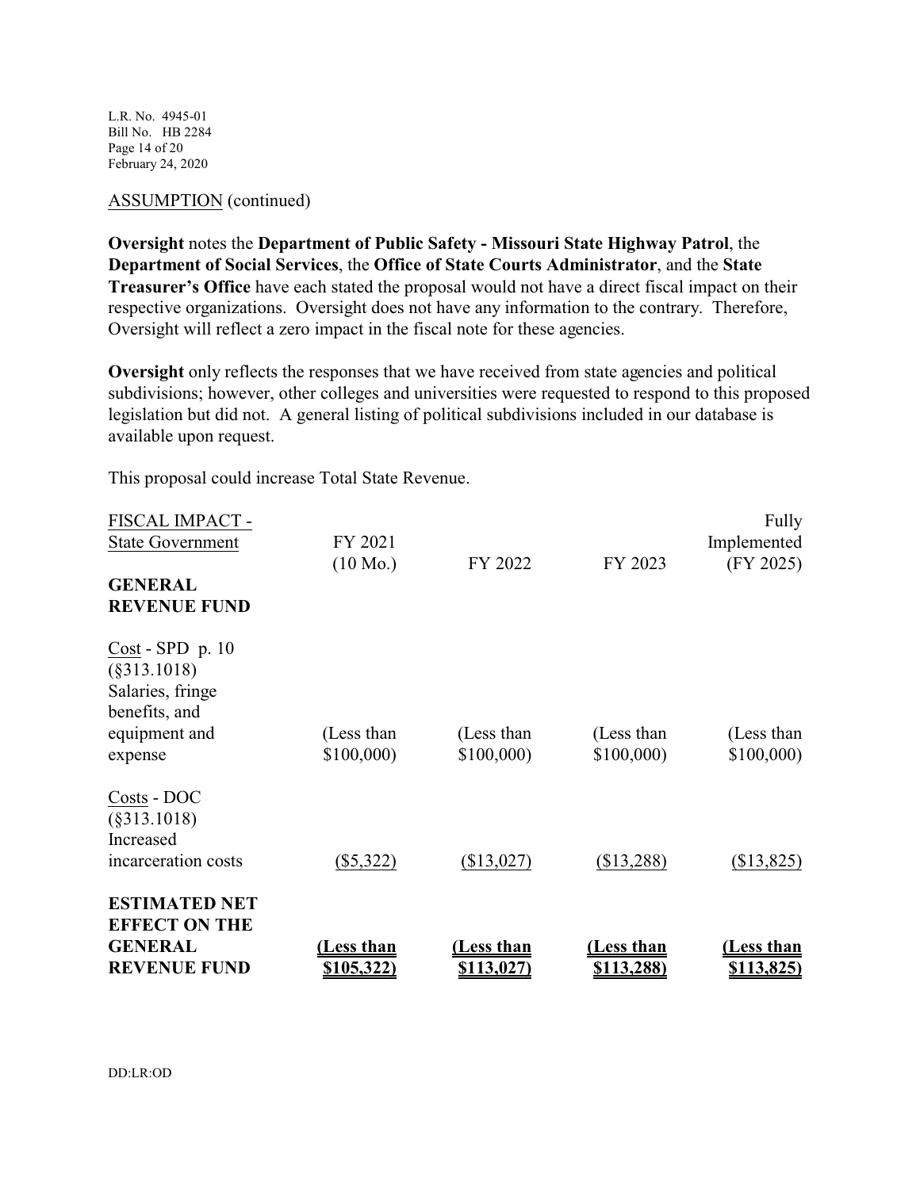ASSUMPTION (continued)

**Oversight** notes the **Department of Public Safety - Missouri State Highway Patrol**, the **Department of Social Services**, the **Office of State Courts Administrator**, and the **State Treasurer's Office** have each stated the proposal would not have a direct fiscal impact on their respective organizations. Oversight does not have any information to the contrary. Therefore, Oversight will reflect a zero impact in the fiscal note for these agencies.

**Oversight** only reflects the responses that we have received from state agencies and political subdivisions; however, other colleges and universities were requested to respond to this proposed legislation but did not. A general listing of political subdivisions included in our database is available upon request.

This proposal could increase Total State Revenue.

| FISCAL IMPACT - State Government | FY 2021 (10 Mo.) | FY 2022 | FY 2023 | Fully Implemented (FY 2025) |
|---|---|---|---|---|
| **GENERAL REVENUE FUND** | | | | |
| Cost - SPD p. 10 (§313.1018) Salaries, fringe benefits, and equipment and expense | (Less than $100,000) | (Less than $100,000) | (Less than $100,000) | (Less than $100,000) |
| Costs - DOC (§313.1018) Increased incarceration costs | ($5,322) | ($13,027) | ($13,288) | ($13,825) |
| **ESTIMATED NET EFFECT ON THE GENERAL REVENUE FUND** | **(Less than $105,322)** | **(Less than $113,027)** | **(Less than $113,288)** | **(Less than $113,825)** |

DD:LR:OD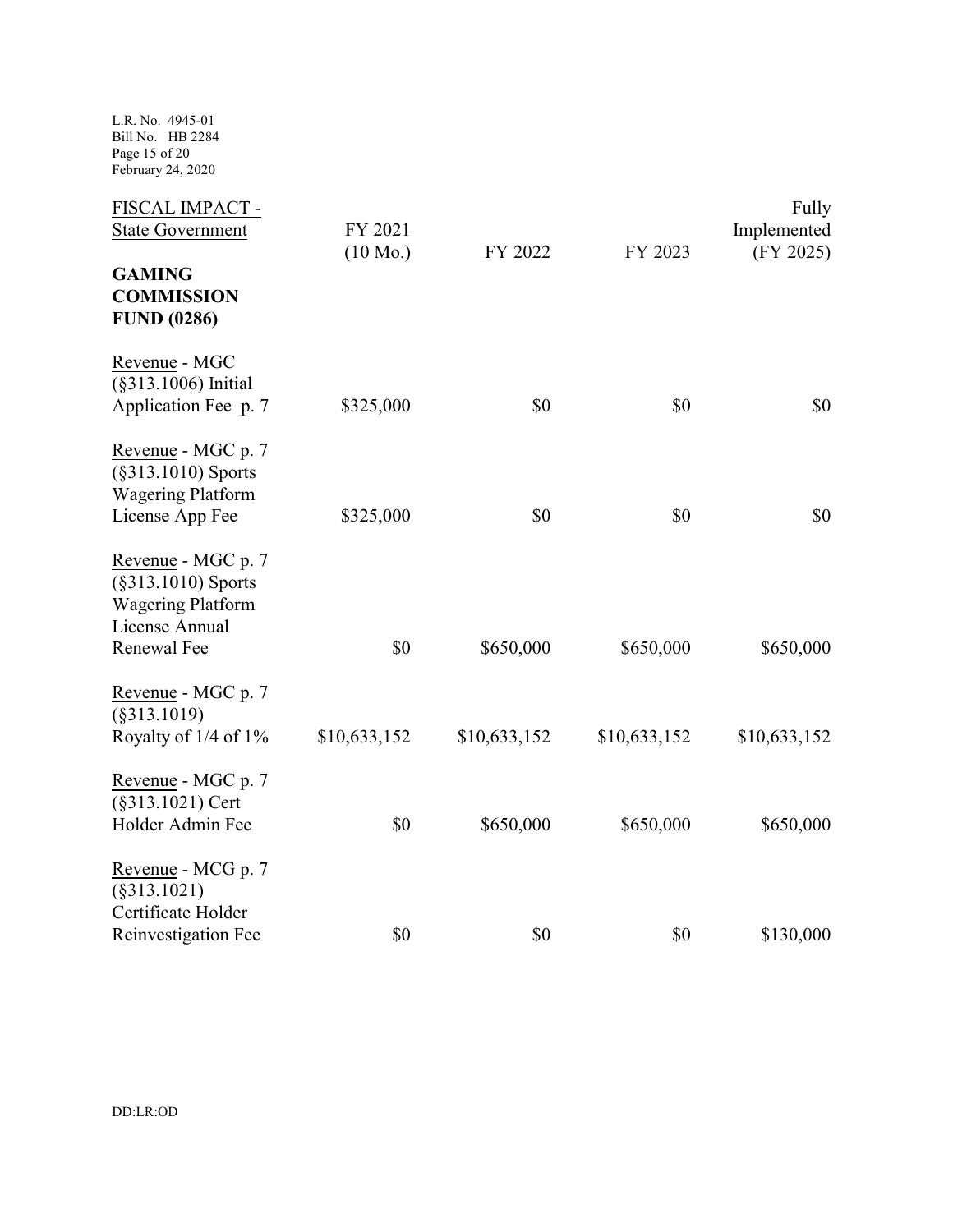| FISCAL IMPACT - State Government | FY 2021 (10 Mo.) | FY 2022 | FY 2023 | Fully Implemented (FY 2025) |
|---|---|---|---|---|
| **GAMING COMMISSION FUND (0286)** | | | | |
| Revenue - MGC (§313.1006) Initial Application Fee p. 7 | $325,000 | $0 | $0 | $0 |
| Revenue - MGC p. 7 (§313.1010) Sports Wagering Platform License App Fee | $325,000 | $0 | $0 | $0 |
| Revenue - MGC p. 7 (§313.1010) Sports Wagering Platform License Annual Renewal Fee | $0 | $650,000 | $650,000 | $650,000 |
| Revenue - MGC p. 7 (§313.1019) Royalty of 1/4 of 1% | $10,633,152 | $10,633,152 | $10,633,152 | $10,633,152 |
| Revenue - MGC p. 7 (§313.1021) Cert Holder Admin Fee | $0 | $650,000 | $650,000 | $650,000 |
| Revenue - MCG p. 7 (§313.1021) Certificate Holder Reinvestigation Fee | $0 | $0 | $0 | $130,000 |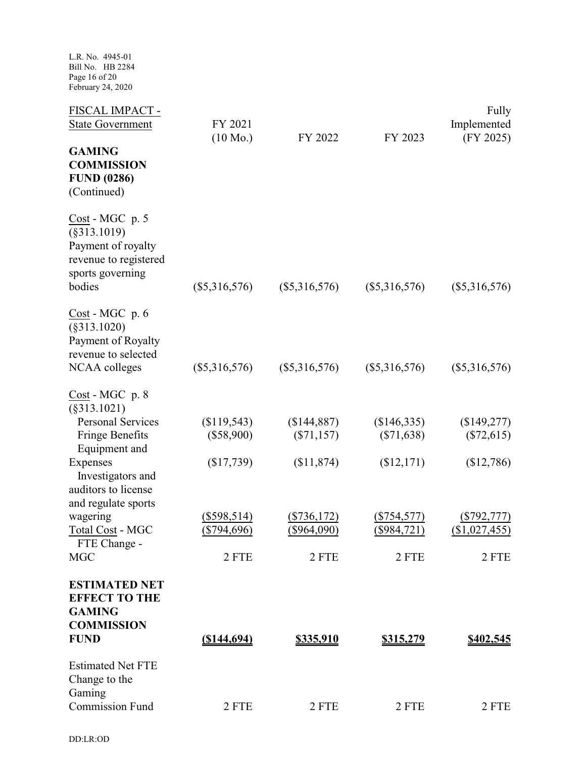| FISCAL IMPACT - State Government | FY 2021 (10 Mo.) | FY 2022 | FY 2023 | Fully Implemented (FY 2025) |
|---|---|---|---|---|
| **GAMING COMMISSION FUND (0286)** (Continued) | | | | |
| Cost - MGC p. 5 (§313.1019) Payment of royalty revenue to registered sports governing bodies | ($5,316,576) | ($5,316,576) | ($5,316,576) | ($5,316,576) |
| Cost - MGC p. 6 (§313.1020) Payment of Royalty revenue to selected NCAA colleges | ($5,316,576) | ($5,316,576) | ($5,316,576) | ($5,316,576) |
| Cost - MGC p. 8 (§313.1021) | | | | |
| Personal Services | ($119,543) | ($144,887) | ($146,335) | ($149,277) |
| Fringe Benefits | ($58,900) | ($71,157) | ($71,638) | ($72,615) |
| Equipment and Expenses | ($17,739) | ($11,874) | ($12,171) | ($12,786) |
| Investigators and auditors to license and regulate sports wagering | ($598,514) | ($736,172) | ($754,577) | ($792,777) |
| Total Cost - MGC | ($794,696) | ($964,090) | ($984,721) | ($1,027,455) |
| FTE Change - MGC | 2 FTE | 2 FTE | 2 FTE | 2 FTE |
| **ESTIMATED NET EFFECT TO THE GAMING COMMISSION FUND** | **($144,694)** | **$335,910** | **$315,279** | **$402,545** |
| Estimated Net FTE Change to the Gaming Commission Fund | 2 FTE | 2 FTE | 2 FTE | 2 FTE |

DD:LR:OD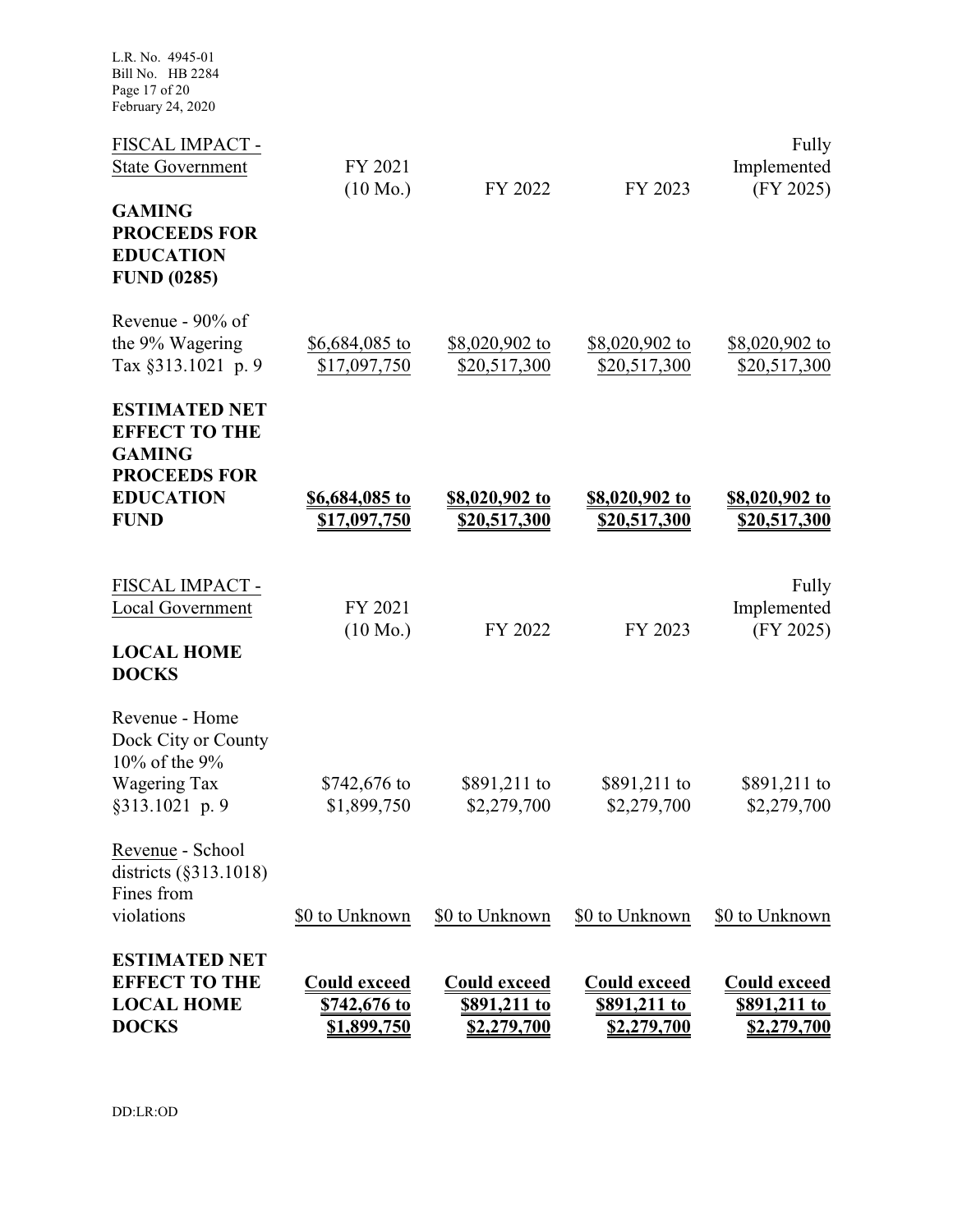| FISCAL IMPACT - State Government | FY 2021 (10 Mo.) | FY 2022 | FY 2023 | Fully Implemented (FY 2025) |
|---|---|---|---|---|
| **GAMING PROCEEDS FOR EDUCATION FUND (0285)** | | | | |
| Revenue - 90% of the 9% Wagering Tax §313.1021 p. 9 | $6,684,085 to $17,097,750 | $8,020,902 to $20,517,300 | $8,020,902 to $20,517,300 | $8,020,902 to $20,517,300 |
| **ESTIMATED NET EFFECT TO THE GAMING PROCEEDS FOR EDUCATION FUND** | **$6,684,085 to $17,097,750** | **$8,020,902 to $20,517,300** | **$8,020,902 to $20,517,300** | **$8,020,902 to $20,517,300** |

| FISCAL IMPACT - Local Government | FY 2021 (10 Mo.) | FY 2022 | FY 2023 | Fully Implemented (FY 2025) |
|---|---|---|---|---|
| **LOCAL HOME DOCKS** | | | | |
| Revenue - Home Dock City or County 10% of the 9% Wagering Tax §313.1021 p. 9 | $742,676 to $1,899,750 | $891,211 to $2,279,700 | $891,211 to $2,279,700 | $891,211 to $2,279,700 |
| Revenue - School districts (§313.1018) Fines from violations | $0 to Unknown | $0 to Unknown | $0 to Unknown | $0 to Unknown |
| **ESTIMATED NET EFFECT TO THE LOCAL HOME DOCKS** | **Could exceed $742,676 to $1,899,750** | **Could exceed $891,211 to $2,279,700** | **Could exceed $891,211 to $2,279,700** | **Could exceed $891,211 to $2,279,700** |

DD:LR:OD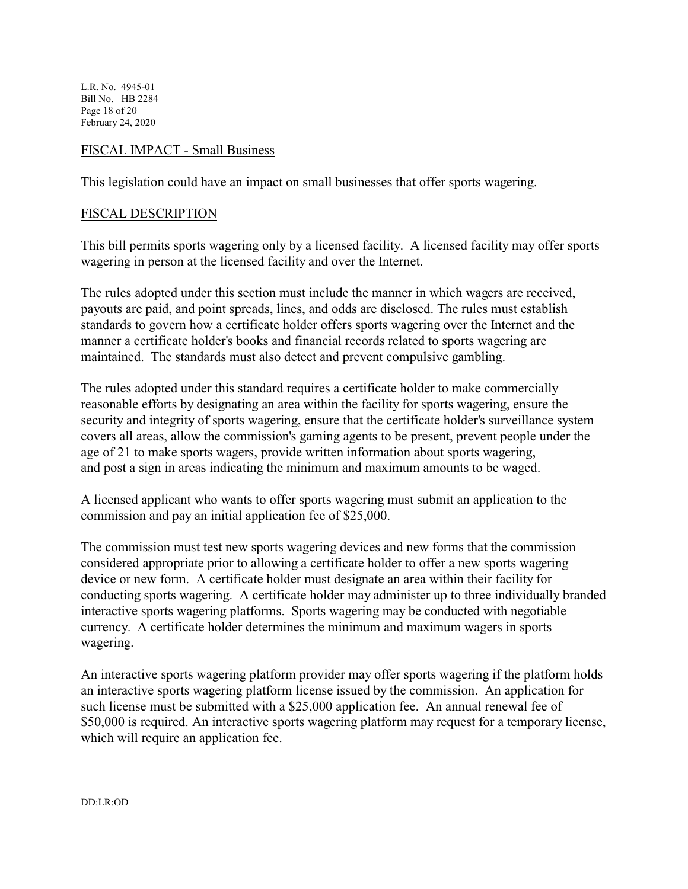## FISCAL IMPACT - Small Business

This legislation could have an impact on small businesses that offer sports wagering.

## FISCAL DESCRIPTION

This bill permits sports wagering only by a licensed facility. A licensed facility may offer sports wagering in person at the licensed facility and over the Internet.

The rules adopted under this section must include the manner in which wagers are received, payouts are paid, and point spreads, lines, and odds are disclosed. The rules must establish standards to govern how a certificate holder offers sports wagering over the Internet and the manner a certificate holder's books and financial records related to sports wagering are maintained. The standards must also detect and prevent compulsive gambling.

The rules adopted under this standard requires a certificate holder to make commercially reasonable efforts by designating an area within the facility for sports wagering, ensure the security and integrity of sports wagering, ensure that the certificate holder's surveillance system covers all areas, allow the commission's gaming agents to be present, prevent people under the age of 21 to make sports wagers, provide written information about sports wagering, and post a sign in areas indicating the minimum and maximum amounts to be waged.

A licensed applicant who wants to offer sports wagering must submit an application to the commission and pay an initial application fee of $25,000.

The commission must test new sports wagering devices and new forms that the commission considered appropriate prior to allowing a certificate holder to offer a new sports wagering device or new form. A certificate holder must designate an area within their facility for conducting sports wagering. A certificate holder may administer up to three individually branded interactive sports wagering platforms. Sports wagering may be conducted with negotiable currency. A certificate holder determines the minimum and maximum wagers in sports wagering.

An interactive sports wagering platform provider may offer sports wagering if the platform holds an interactive sports wagering platform license issued by the commission. An application for such license must be submitted with a $25,000 application fee. An annual renewal fee of $50,000 is required. An interactive sports wagering platform may request for a temporary license, which will require an application fee.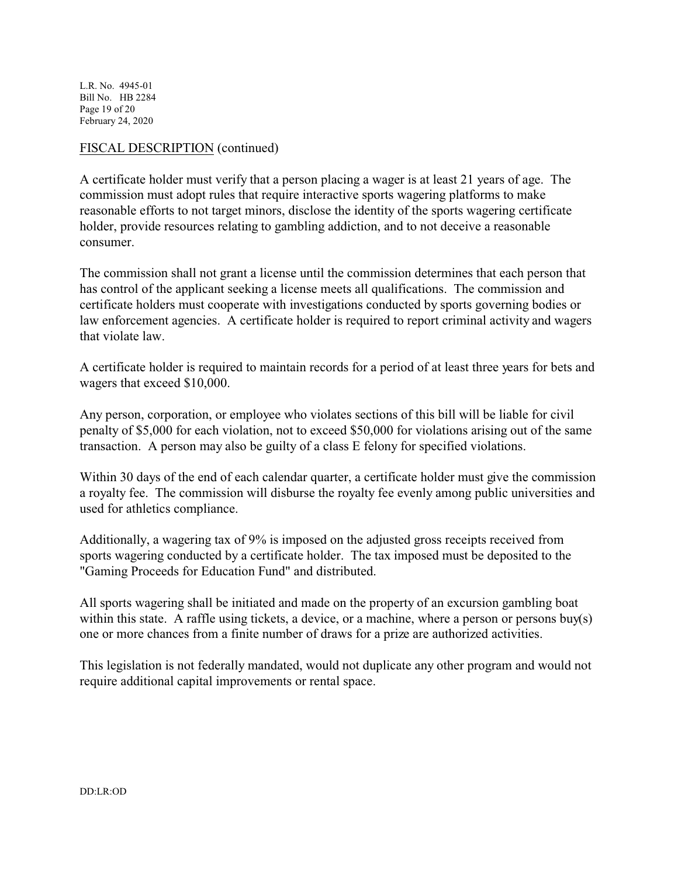FISCAL DESCRIPTION (continued)

A certificate holder must verify that a person placing a wager is at least 21 years of age. The commission must adopt rules that require interactive sports wagering platforms to make reasonable efforts to not target minors, disclose the identity of the sports wagering certificate holder, provide resources relating to gambling addiction, and to not deceive a reasonable consumer.

The commission shall not grant a license until the commission determines that each person that has control of the applicant seeking a license meets all qualifications. The commission and certificate holders must cooperate with investigations conducted by sports governing bodies or law enforcement agencies. A certificate holder is required to report criminal activity and wagers that violate law.

A certificate holder is required to maintain records for a period of at least three years for bets and wagers that exceed $10,000.

Any person, corporation, or employee who violates sections of this bill will be liable for civil penalty of $5,000 for each violation, not to exceed $50,000 for violations arising out of the same transaction. A person may also be guilty of a class E felony for specified violations.

Within 30 days of the end of each calendar quarter, a certificate holder must give the commission a royalty fee. The commission will disburse the royalty fee evenly among public universities and used for athletics compliance.

Additionally, a wagering tax of 9% is imposed on the adjusted gross receipts received from sports wagering conducted by a certificate holder. The tax imposed must be deposited to the "Gaming Proceeds for Education Fund" and distributed.

All sports wagering shall be initiated and made on the property of an excursion gambling boat within this state. A raffle using tickets, a device, or a machine, where a person or persons buy(s) one or more chances from a finite number of draws for a prize are authorized activities.

This legislation is not federally mandated, would not duplicate any other program and would not require additional capital improvements or rental space.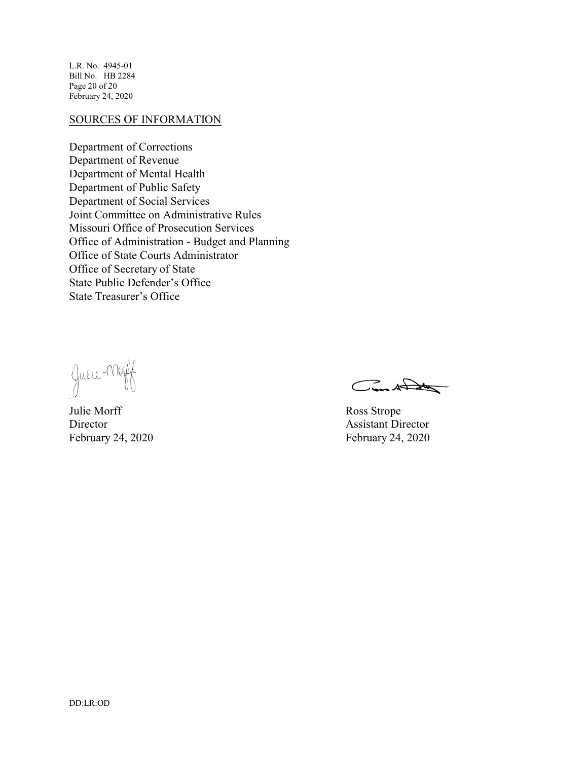## SOURCES OF INFORMATION

Department of Corrections
Department of Revenue
Department of Mental Health
Department of Public Safety
Department of Social Services
Joint Committee on Administrative Rules
Missouri Office of Prosecution Services
Office of Administration - Budget and Planning
Office of State Courts Administrator
Office of Secretary of State
State Public Defender's Office
State Treasurer's Office

Julie Morff
Director
February 24, 2020

Ross Strope
Assistant Director
February 24, 2020

DD:LR:OD